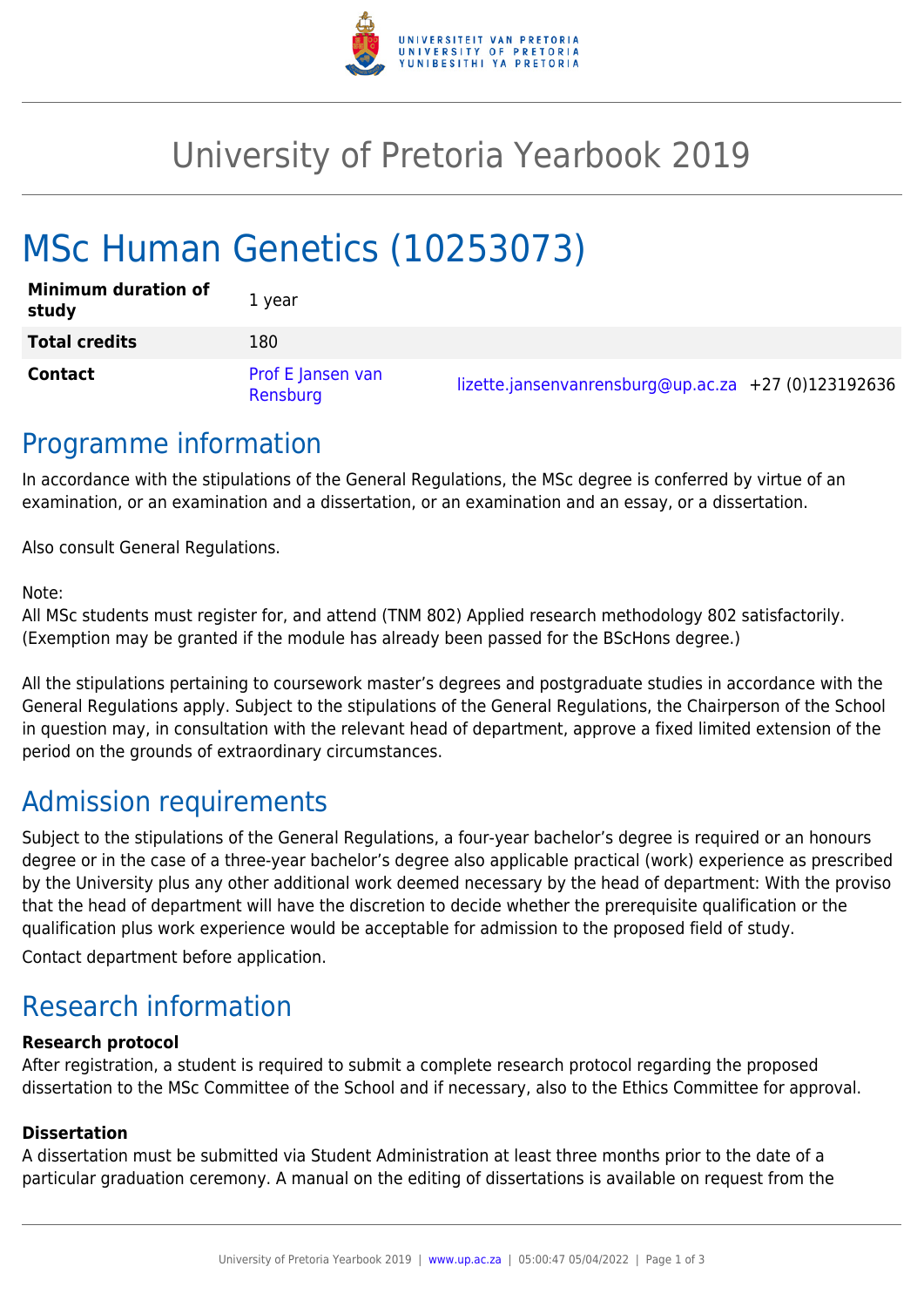# University of Pretoria Yearbook 2019

# MSc Human Genetics (10253073)

| | | | |
|---|---|---|---|
| **Minimum duration of study** | 1 year | | |
| **Total credits** | 180 | | |
| **Contact** | Prof E Jansen van Rensburg | lizette.jansenvanrensburg@up.ac.za | +27 (0)123192636 |

## Programme information

In accordance with the stipulations of the General Regulations, the MSc degree is conferred by virtue of an examination, or an examination and a dissertation, or an examination and an essay, or a dissertation.

Also consult General Regulations.

Note:
All MSc students must register for, and attend (TNM 802) Applied research methodology 802 satisfactorily. (Exemption may be granted if the module has already been passed for the BScHons degree.)

All the stipulations pertaining to coursework master's degrees and postgraduate studies in accordance with the General Regulations apply. Subject to the stipulations of the General Regulations, the Chairperson of the School in question may, in consultation with the relevant head of department, approve a fixed limited extension of the period on the grounds of extraordinary circumstances.

## Admission requirements

Subject to the stipulations of the General Regulations, a four-year bachelor's degree is required or an honours degree or in the case of a three-year bachelor's degree also applicable practical (work) experience as prescribed by the University plus any other additional work deemed necessary by the head of department: With the proviso that the head of department will have the discretion to decide whether the prerequisite qualification or the qualification plus work experience would be acceptable for admission to the proposed field of study.

Contact department before application.

## Research information

**Research protocol**
After registration, a student is required to submit a complete research protocol regarding the proposed dissertation to the MSc Committee of the School and if necessary, also to the Ethics Committee for approval.

**Dissertation**
A dissertation must be submitted via Student Administration at least three months prior to the date of a particular graduation ceremony. A manual on the editing of dissertations is available on request from the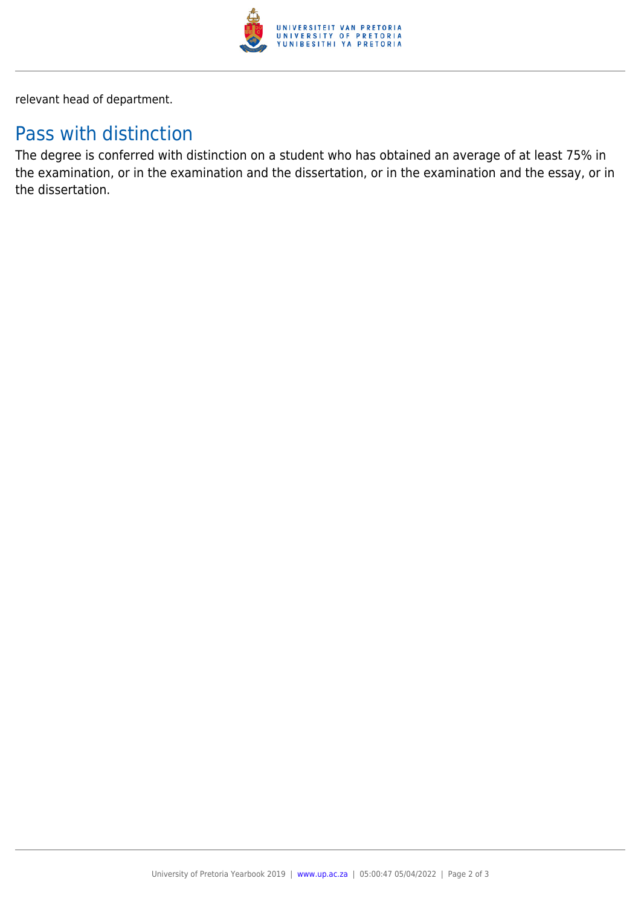relevant head of department.

## Pass with distinction

The degree is conferred with distinction on a student who has obtained an average of at least 75% in the examination, or in the examination and the dissertation, or in the examination and the essay, or in the dissertation.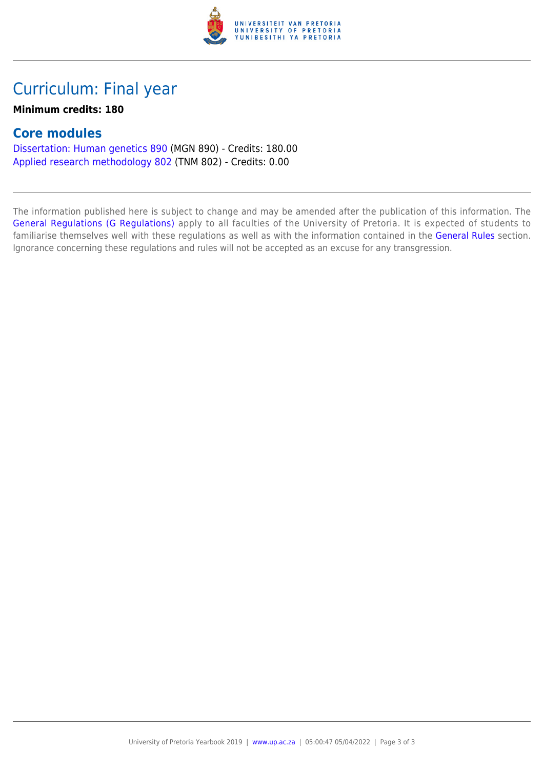## Curriculum: Final year

**Minimum credits: 180**

### Core modules

Dissertation: Human genetics 890 (MGN 890) - Credits: 180.00
Applied research methodology 802 (TNM 802) - Credits: 0.00

The information published here is subject to change and may be amended after the publication of this information. The General Regulations (G Regulations) apply to all faculties of the University of Pretoria. It is expected of students to familiarise themselves well with these regulations as well as with the information contained in the General Rules section. Ignorance concerning these regulations and rules will not be accepted as an excuse for any transgression.